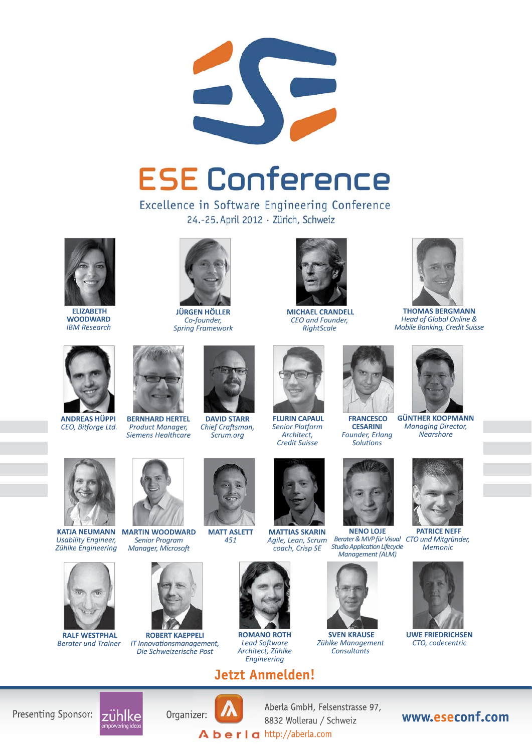# ESE Conference

Excellence in Software Engineering Conference

24.-25. April 2012 · Zürich, Schweiz

**ELIZABETH WOODWARD**
*IBM Research*

**JÜRGEN HÖLLER**
*Co-founder, Spring Framework*

**MICHAEL CRANDELL**
*CEO and Founder, RightScale*

**THOMAS BERGMANN**
*Head of Global Online & Mobile Banking, Credit Suisse*

**ANDREAS HÜPPI**
*CEO, Bitforge Ltd.*

**BERNHARD HERTEL**
*Product Manager, Siemens Healthcare*

**DAVID STARR**
*Chief Craftsman, Scrum.org*

**FLURIN CAPAUL**
*Senior Platform Architect, Credit Suisse*

**FRANCESCO CESARINI**
*Founder, Erlang Solutions*

**GÜNTHER KOOPMANN**
*Managing Director, Nearshore*

**KATJA NEUMANN**
*Usability Engineer, Zühlke Engineering*

**MARTIN WOODWARD**
*Senior Program Manager, Microsoft*

**MATT ASLETT**
*451*

**MATTIAS SKARIN**
*Agile, Lean, Scrum coach, Crisp SE*

**NENO LOJE**
*Berater & MVP für Visual Studio Application Lifecycle Management (ALM)*

**PATRICE NEFF**
*CTO und Mitgründer, Memonic*

**RALF WESTPHAL**
*Berater und Trainer*

**ROBERT KAEPPELI**
*IT Innovationsmanagement, Die Schweizerische Post*

**ROMANO ROTH**
*Lead Software Architect, Zühlke Engineering*

**SVEN KRAUSE**
*Zühlke Management Consultants*

**UWE FRIEDRICHSEN**
*CTO, codecentric*

## Jetzt Anmelden!

Presenting Sponsor: zühlke – empowering ideas

Organizer: Aberla

Aberla GmbH, Felsenstrasse 97,
8832 Wollerau / Schweiz
http://aberla.com

**www.eseconf.com**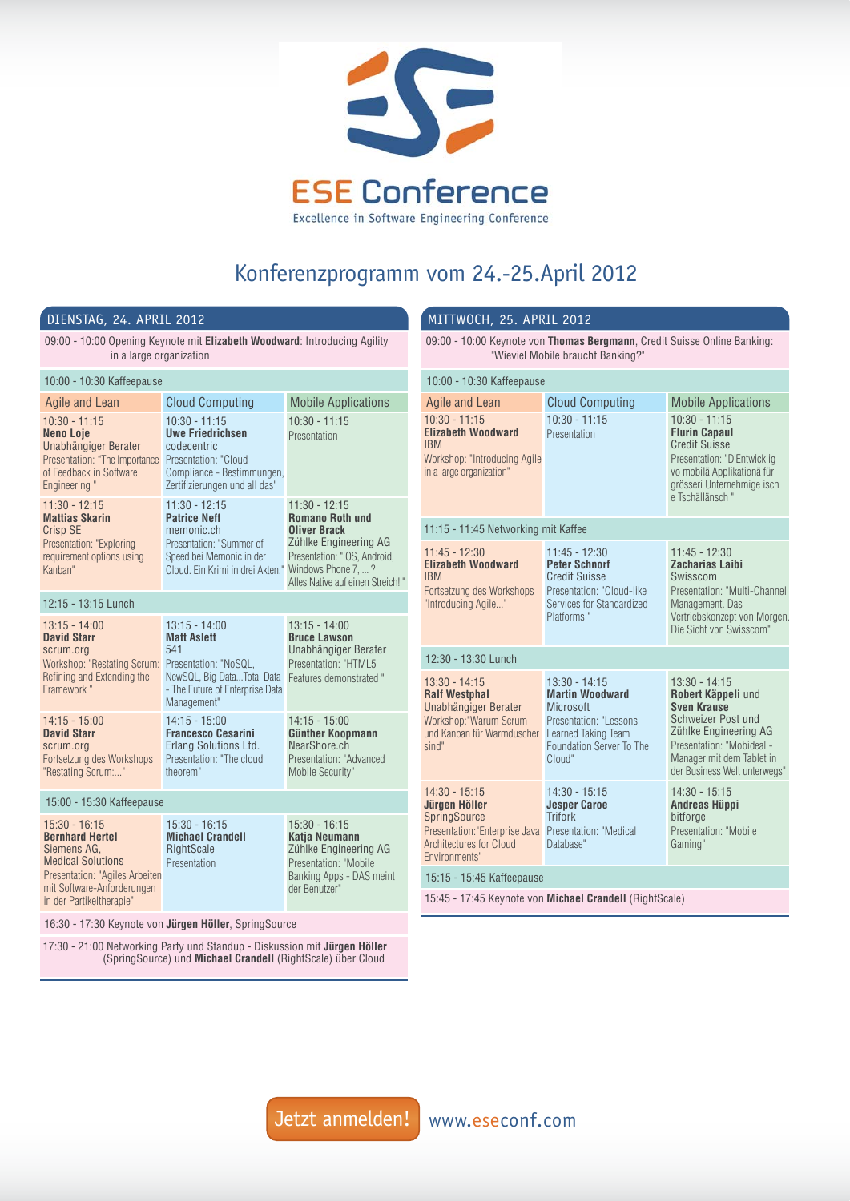# ESE Conference

Excellence in Software Engineering Conference

## Konferenzprogramm vom 24.-25.April 2012

### DIENSTAG, 24. APRIL 2012

09:00 - 10:00 Opening Keynote mit **Elizabeth Woodward**: Introducing Agility in a large organization

10:00 - 10:30 Kaffeepause

| Agile and Lean | Cloud Computing | Mobile Applications |
|---|---|---|
| 10:30 - 11:15 **Neno Loje** Unabhängiger Berater Presentation: "The Importance of Feedback in Software Engineering " | 10:30 - 11:15 **Uwe Friedrichsen** codecentric Presentation: "Cloud Compliance - Bestimmungen, Zertifizierungen und all das" | 10:30 - 11:15 Presentation |
| 11:30 - 12:15 **Mattias Skarin** Crisp SE Presentation: "Exploring requirement options using Kanban" | 11:30 - 12:15 **Patrice Neff** memonic.ch Presentation: "Summer of Speed bei Memonic in der Cloud. Ein Krimi in drei Akten." | 11:30 - 12:15 **Romano Roth und Oliver Brack** Zühlke Engineering AG Presentation: "iOS, Android, Windows Phone 7, ... ? Alles Native auf einen Streich!" |

12:15 - 13:15 Lunch

| Agile and Lean | Cloud Computing | Mobile Applications |
|---|---|---|
| 13:15 - 14:00 **David Starr** scrum.org Workshop: "Restating Scrum: Refining and Extending the Framework " | 13:15 - 14:00 **Matt Aslett** 541 Presentation: "NoSQL, NewSQL, Big Data...Total Data - The Future of Enterprise Data Management" | 13:15 - 14:00 **Bruce Lawson** Unabhängiger Berater Presentation: "HTML5 Features demonstrated " |
| 14:15 - 15:00 **David Starr** scrum.org Fortsetzung des Workshops "Restating Scrum:..." | 14:15 - 15:00 **Francesco Cesarini** Erlang Solutions Ltd. Presentation: "The cloud theorem" | 14:15 - 15:00 **Günther Koopmann** NearShore.ch Presentation: "Advanced Mobile Security" |

15:00 - 15:30 Kaffeepause

| Agile and Lean | Cloud Computing | Mobile Applications |
|---|---|---|
| 15:30 - 16:15 **Bernhard Hertel** Siemens AG, Medical Solutions Presentation: "Agiles Arbeiten mit Software-Anforderungen in der Partikeltherapie" | 15:30 - 16:15 **Michael Crandell** RightScale Presentation | 15:30 - 16:15 **Katja Neumann** Zühlke Engineering AG Presentation: "Mobile Banking Apps - DAS meint der Benutzer" |

16:30 - 17:30 Keynote von **Jürgen Höller**, SpringSource

17:30 - 21:00 Networking Party und Standup - Diskussion mit **Jürgen Höller** (SpringSource) und **Michael Crandell** (RightScale) über Cloud

### MITTWOCH, 25. APRIL 2012

09:00 - 10:00 Keynote von **Thomas Bergmann**, Credit Suisse Online Banking: "Wieviel Mobile braucht Banking?"

10:00 - 10:30 Kaffeepause

| Agile and Lean | Cloud Computing | Mobile Applications |
|---|---|---|
| 10:30 - 11:15 **Elizabeth Woodward** IBM Workshop: "Introducing Agile in a large organization" | 10:30 - 11:15 Presentation | 10:30 - 11:15 **Flurin Capaul** Credit Suisse Presentation: "D'Entwicklig vo mobilä Applikationä für grösseri Unternehmige isch e Tschällänsch " |

11:15 - 11:45 Networking mit Kaffee

| Agile and Lean | Cloud Computing | Mobile Applications |
|---|---|---|
| 11:45 - 12:30 **Elizabeth Woodward** IBM Fortsetzung des Workshops "Introducing Agile..." | 11:45 - 12:30 **Peter Schnorf** Credit Suisse Presentation: "Cloud-like Services for Standardized Platforms " | 11:45 - 12:30 **Zacharias Laibi** Swisscom Presentation: "Multi-Channel Management. Das Vertriebskonzept von Morgen. Die Sicht von Swisscom" |

12:30 - 13:30 Lunch

| Agile and Lean | Cloud Computing | Mobile Applications |
|---|---|---|
| 13:30 - 14:15 **Ralf Westphal** Unabhängiger Berater Workshop:"Warum Scrum und Kanban für Warmduscher sind" | 13:30 - 14:15 **Martin Woodward** Microsoft Presentation: "Lessons Learned Taking Team Foundation Server To The Cloud" | 13:30 - 14:15 **Robert Käppeli** und **Sven Krause** Schweizer Post und Zühlke Engineering AG Presentation: "Mobideal - Manager mit dem Tablet in der Business Welt unterwegs" |
| 14:30 - 15:15 **Jürgen Höller** SpringSource Presentation:"Enterprise Java Architectures for Cloud Environments" | 14:30 - 15:15 **Jesper Caroe** Trifork Presentation: "Medical Database" | 14:30 - 15:15 **Andreas Hüppi** bitforge Presentation: "Mobile Gaming" |

15:15 - 15:45 Kaffeepause

15:45 - 17:45 Keynote von **Michael Crandell** (RightScale)

Jetzt anmelden! www.eseconf.com